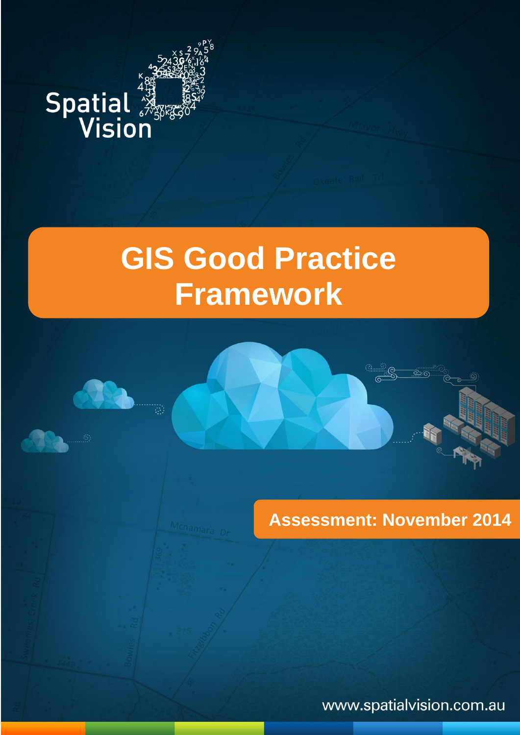Spatial Vision

# GIS Good Practice Framework

## Assessment: November 2014

www.spatialvision.com.au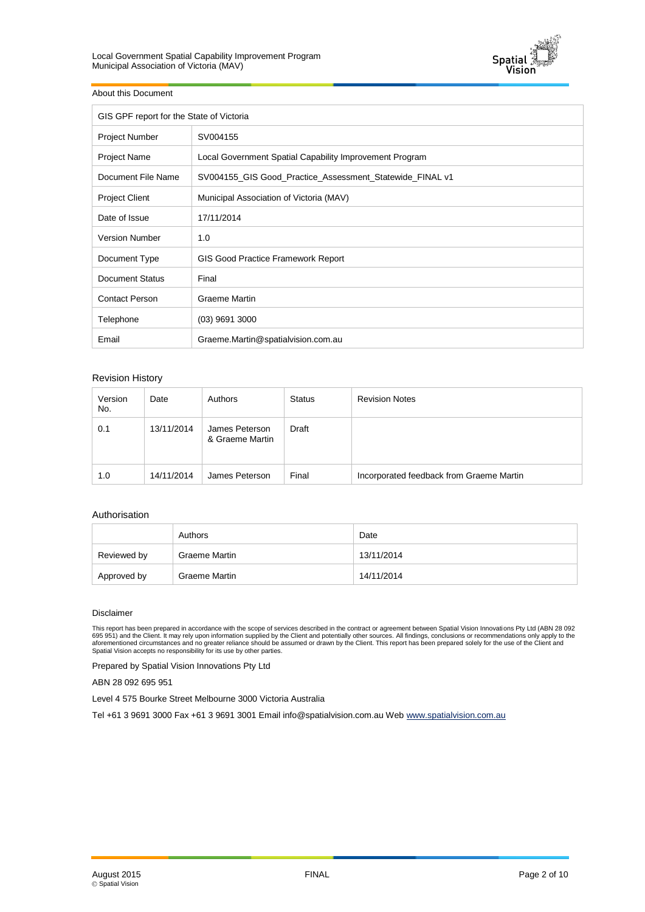About this Document

| GIS GPF report for the State of Victoria | |
|---|---|
| Project Number | SV004155 |
| Project Name | Local Government Spatial Capability Improvement Program |
| Document File Name | SV004155_GIS Good_Practice_Assessment_Statewide_FINAL v1 |
| Project Client | Municipal Association of Victoria (MAV) |
| Date of Issue | 17/11/2014 |
| Version Number | 1.0 |
| Document Type | GIS Good Practice Framework Report |
| Document Status | Final |
| Contact Person | Graeme Martin |
| Telephone | (03) 9691 3000 |
| Email | Graeme.Martin@spatialvision.com.au |

## Revision History

| Version No. | Date | Authors | Status | Revision Notes |
|---|---|---|---|---|
| 0.1 | 13/11/2014 | James Peterson & Graeme Martin | Draft | |
| 1.0 | 14/11/2014 | James Peterson | Final | Incorporated feedback from Graeme Martin |

## Authorisation

| | Authors | Date |
|---|---|---|
| Reviewed by | Graeme Martin | 13/11/2014 |
| Approved by | Graeme Martin | 14/11/2014 |

Disclaimer

This report has been prepared in accordance with the scope of services described in the contract or agreement between Spatial Vision Innovations Pty Ltd (ABN 28 092 695 951) and the Client. It may rely upon information supplied by the Client and potentially other sources. All findings, conclusions or recommendations only apply to the aforementioned circumstances and no greater reliance should be assumed or drawn by the Client. This report has been prepared solely for the use of the Client and Spatial Vision accepts no responsibility for its use by other parties.

Prepared by Spatial Vision Innovations Pty Ltd

ABN 28 092 695 951

Level 4 575 Bourke Street Melbourne 3000 Victoria Australia

Tel +61 3 9691 3000 Fax +61 3 9691 3001 Email info@spatialvision.com.au Web www.spatialvision.com.au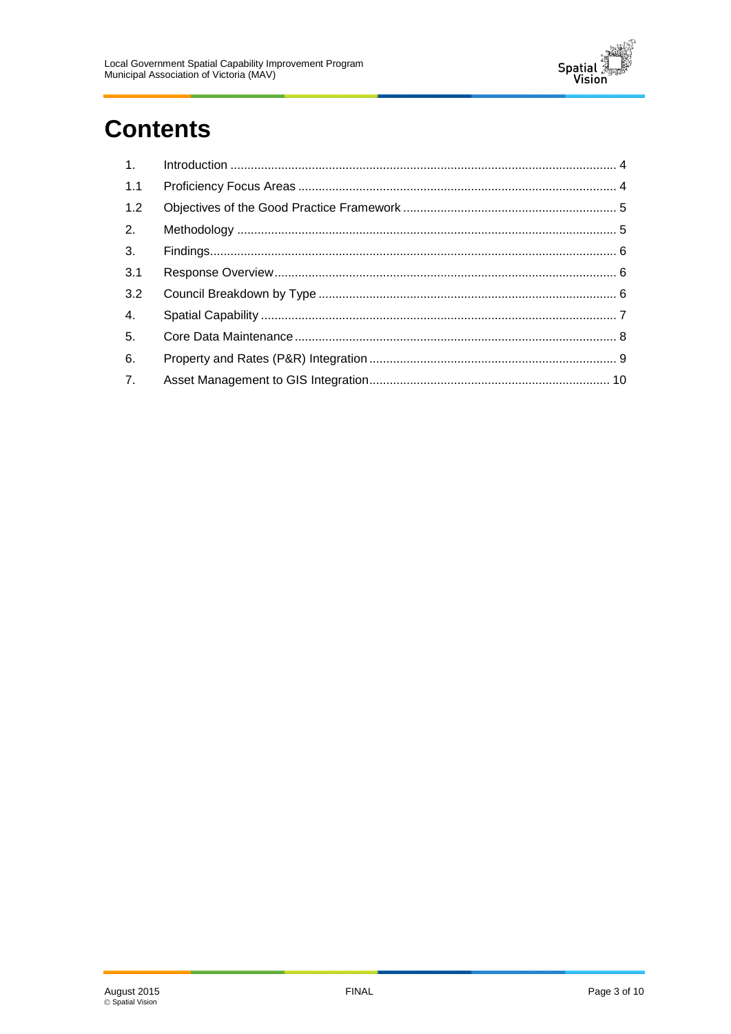# Contents

| | | |
|---|---|---|
| 1. | Introduction | 4 |
| 1.1 | Proficiency Focus Areas | 4 |
| 1.2 | Objectives of the Good Practice Framework | 5 |
| 2. | Methodology | 5 |
| 3. | Findings | 6 |
| 3.1 | Response Overview | 6 |
| 3.2 | Council Breakdown by Type | 6 |
| 4. | Spatial Capability | 7 |
| 5. | Core Data Maintenance | 8 |
| 6. | Property and Rates (P&R) Integration | 9 |
| 7. | Asset Management to GIS Integration | 10 |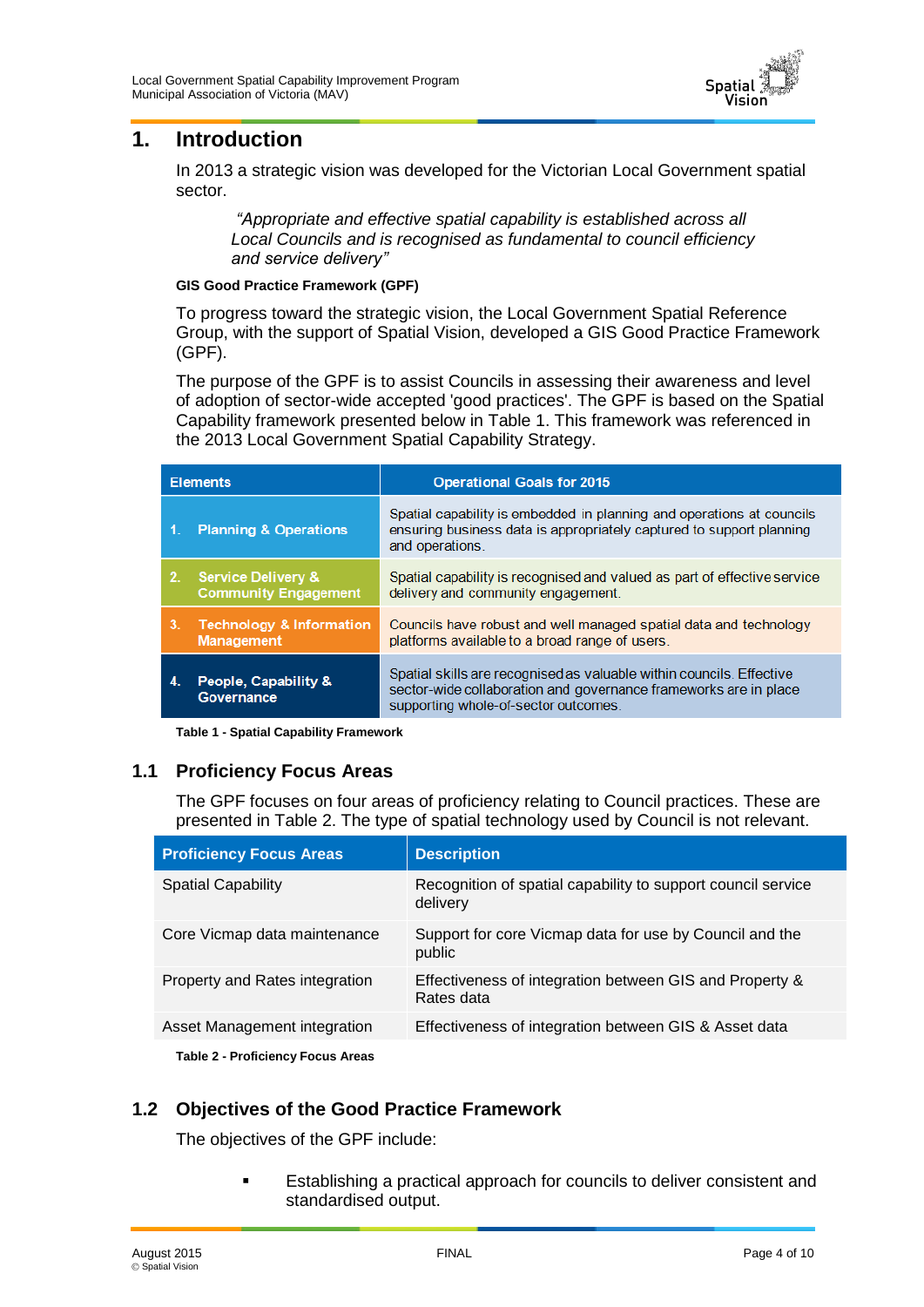# 1. Introduction

In 2013 a strategic vision was developed for the Victorian Local Government spatial sector.

> *"Appropriate and effective spatial capability is established across all Local Councils and is recognised as fundamental to council efficiency and service delivery"*

**GIS Good Practice Framework (GPF)**

To progress toward the strategic vision, the Local Government Spatial Reference Group, with the support of Spatial Vision, developed a GIS Good Practice Framework (GPF).

The purpose of the GPF is to assist Councils in assessing their awareness and level of adoption of sector-wide accepted 'good practices'. The GPF is based on the Spatial Capability framework presented below in Table 1. This framework was referenced in the 2013 Local Government Spatial Capability Strategy.

| Elements | Operational Goals for 2015 |
|---|---|
| 1. Planning & Operations | Spatial capability is embedded in planning and operations at councils ensuring business data is appropriately captured to support planning and operations. |
| 2. Service Delivery & Community Engagement | Spatial capability is recognised and valued as part of effective service delivery and community engagement. |
| 3. Technology & Information Management | Councils have robust and well managed spatial data and technology platforms available to a broad range of users. |
| 4. People, Capability & Governance | Spatial skills are recognised as valuable within councils. Effective sector-wide collaboration and governance frameworks are in place supporting whole-of-sector outcomes. |

**Table 1 - Spatial Capability Framework**

## 1.1 Proficiency Focus Areas

The GPF focuses on four areas of proficiency relating to Council practices. These are presented in Table 2. The type of spatial technology used by Council is not relevant.

| Proficiency Focus Areas | Description |
|---|---|
| Spatial Capability | Recognition of spatial capability to support council service delivery |
| Core Vicmap data maintenance | Support for core Vicmap data for use by Council and the public |
| Property and Rates integration | Effectiveness of integration between GIS and Property & Rates data |
| Asset Management integration | Effectiveness of integration between GIS & Asset data |

**Table 2 - Proficiency Focus Areas**

## 1.2 Objectives of the Good Practice Framework

The objectives of the GPF include:

- Establishing a practical approach for councils to deliver consistent and standardised output.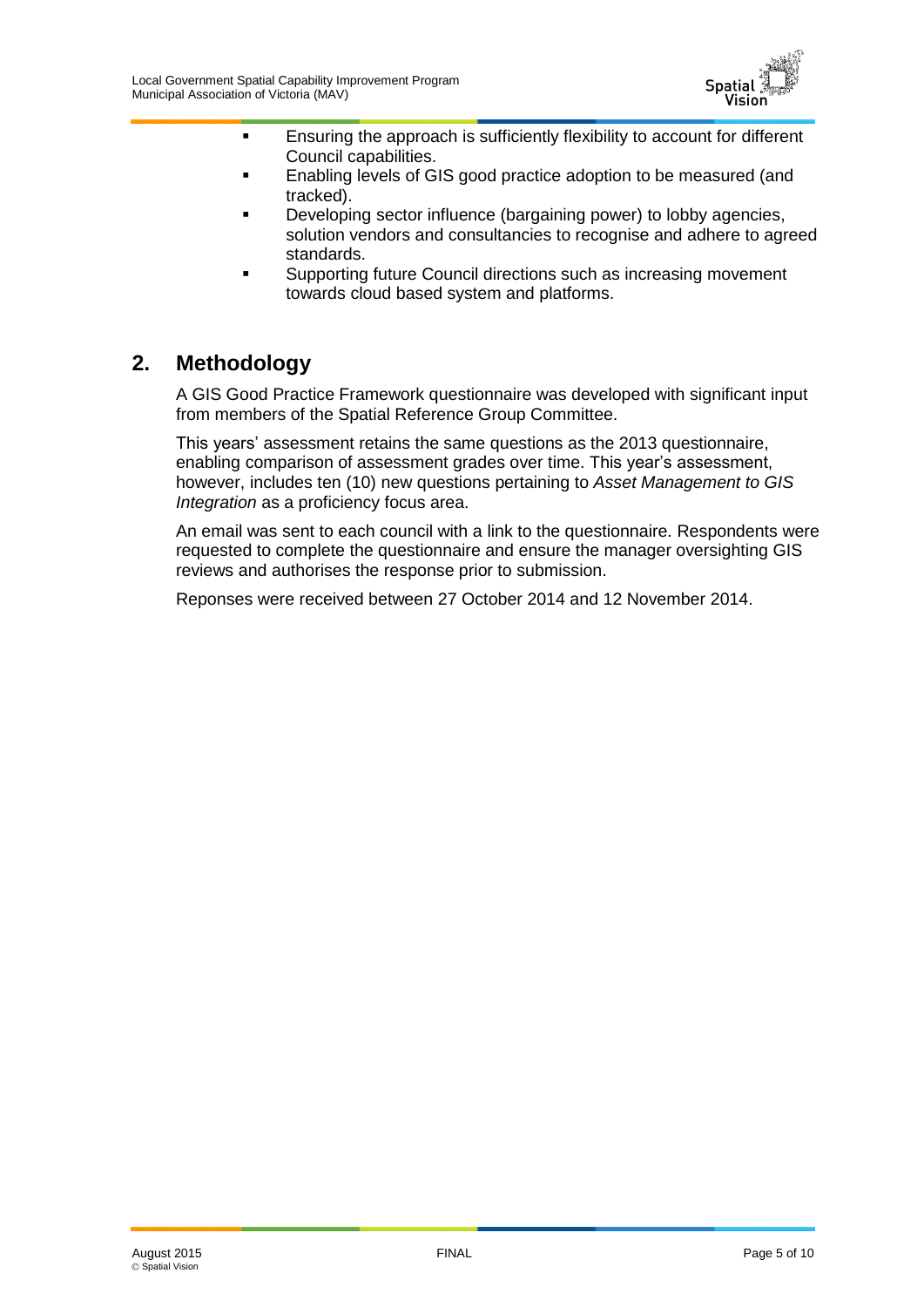- Ensuring the approach is sufficiently flexibility to account for different Council capabilities.
- Enabling levels of GIS good practice adoption to be measured (and tracked).
- Developing sector influence (bargaining power) to lobby agencies, solution vendors and consultancies to recognise and adhere to agreed standards.
- Supporting future Council directions such as increasing movement towards cloud based system and platforms.

## 2. Methodology

A GIS Good Practice Framework questionnaire was developed with significant input from members of the Spatial Reference Group Committee.

This years' assessment retains the same questions as the 2013 questionnaire, enabling comparison of assessment grades over time. This year's assessment, however, includes ten (10) new questions pertaining to *Asset Management to GIS Integration* as a proficiency focus area.

An email was sent to each council with a link to the questionnaire. Respondents were requested to complete the questionnaire and ensure the manager oversighting GIS reviews and authorises the response prior to submission.

Reponses were received between 27 October 2014 and 12 November 2014.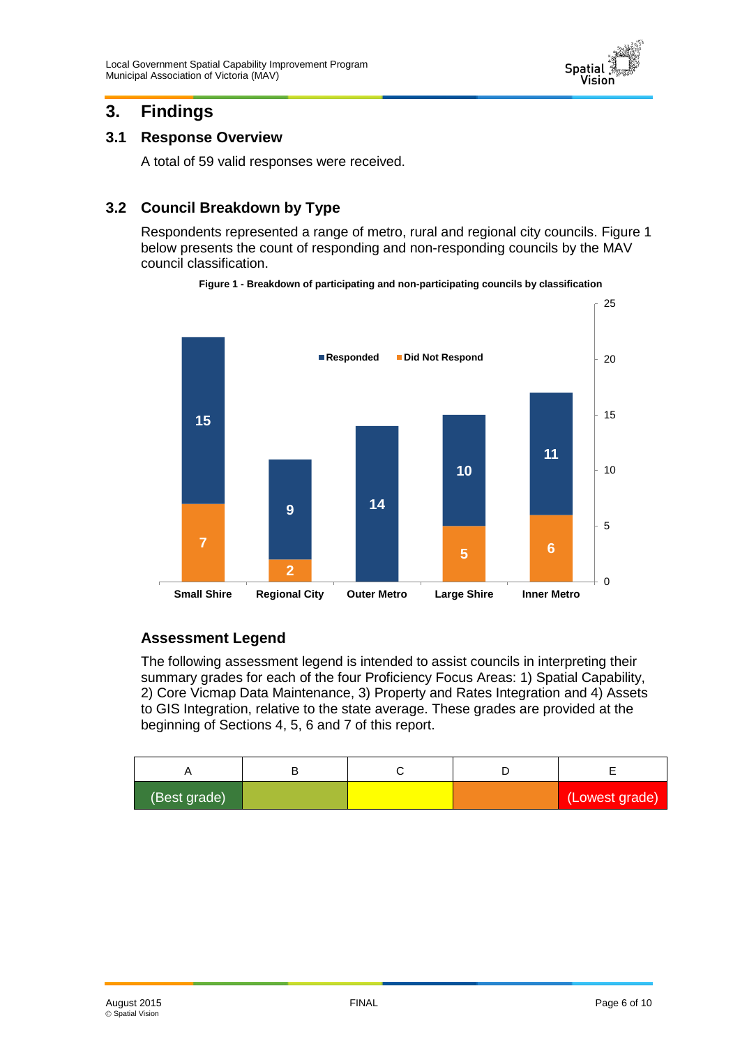# 3. Findings

## 3.1 Response Overview

A total of 59 valid responses were received.

## 3.2 Council Breakdown by Type

Respondents represented a range of metro, rural and regional city councils. Figure 1 below presents the count of responding and non-responding councils by the MAV council classification.

**Figure 1 - Breakdown of participating and non-participating councils by classification**

Responded
Did Not Respond

Small Shire: 15, 7
Regional City: 9, 2
Outer Metro: 14
Large Shire: 10, 5
Inner Metro: 11, 6

0
5
10
15
20
25

### Assessment Legend

The following assessment legend is intended to assist councils in interpreting their summary grades for each of the four Proficiency Focus Areas: 1) Spatial Capability, 2) Core Vicmap Data Maintenance, 3) Property and Rates Integration and 4) Assets to GIS Integration, relative to the state average. These grades are provided at the beginning of Sections 4, 5, 6 and 7 of this report.

| A | B | C | D | E |
|---|---|---|---|---|
| (Best grade) | | | | (Lowest grade) |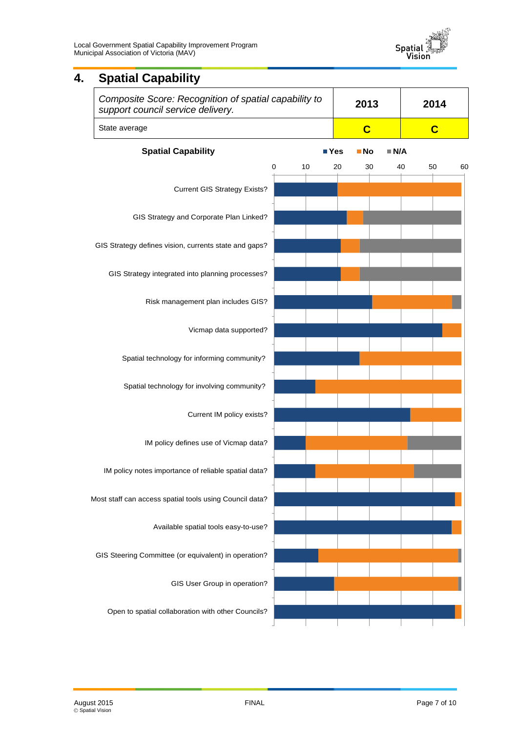# 4. Spatial Capability

| *Composite Score: Recognition of spatial capability to support council service delivery.* | 2013 | 2014 |
|---|---|---|
| State average | C | C |

**Spatial Capability**

Yes No N/A

0 10 20 30 40 50 60

Current GIS Strategy Exists?

GIS Strategy and Corporate Plan Linked?

GIS Strategy defines vision, currents state and gaps?

GIS Strategy integrated into planning processes?

Risk management plan includes GIS?

Vicmap data supported?

Spatial technology for informing community?

Spatial technology for involving community?

Current IM policy exists?

IM policy defines use of Vicmap data?

IM policy notes importance of reliable spatial data?

Most staff can access spatial tools using Council data?

Available spatial tools easy-to-use?

GIS Steering Committee (or equivalent) in operation?

GIS User Group in operation?

Open to spatial collaboration with other Councils?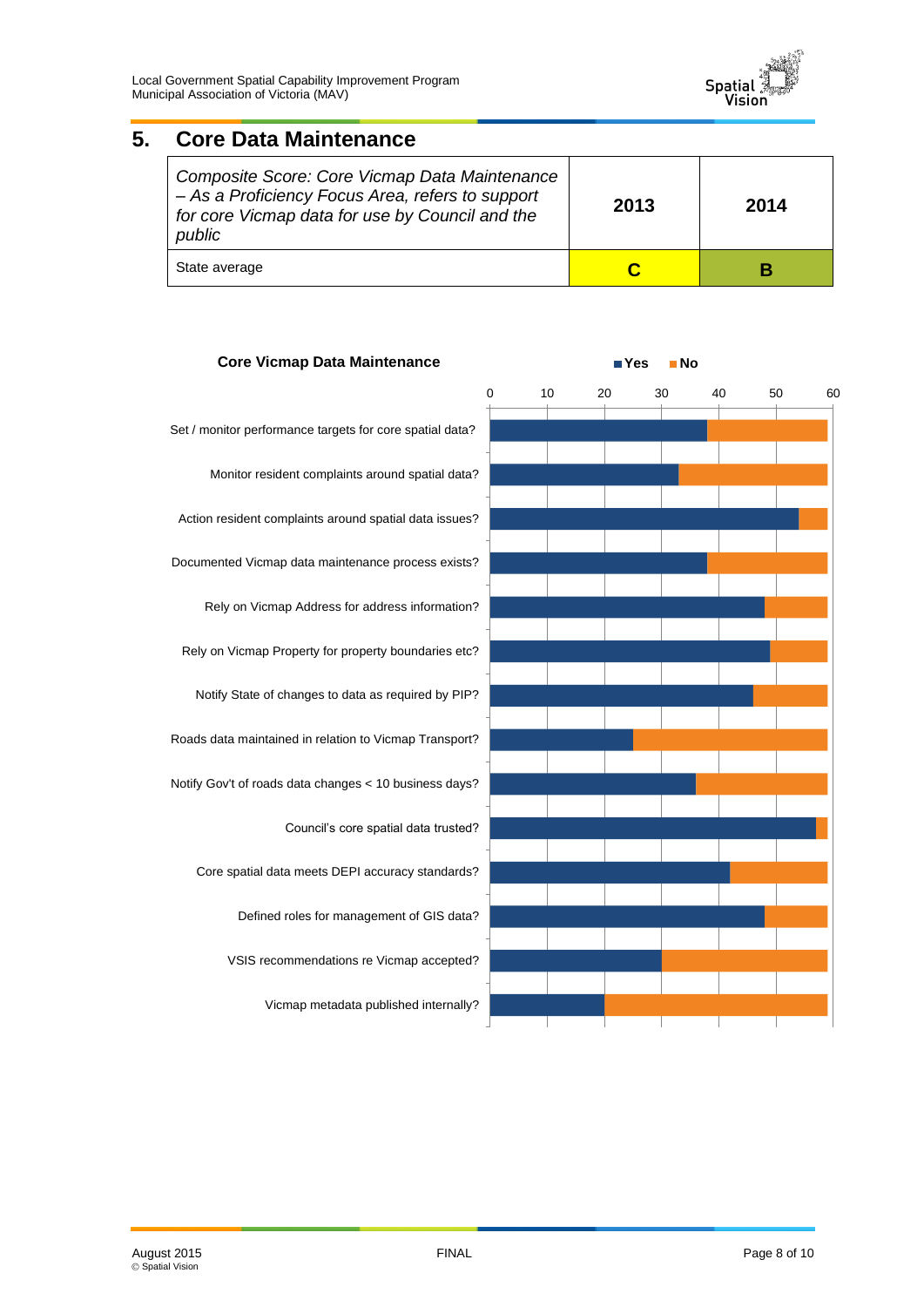# 5. Core Data Maintenance

| *Composite Score: Core Vicmap Data Maintenance – As a Proficiency Focus Area, refers to support for core Vicmap data for use by Council and the public* | **2013** | **2014** |
|---|---|---|
| State average | **C** | **B** |

**Core Vicmap Data Maintenance**

Legend: Yes, No

Axis: 0, 10, 20, 30, 40, 50, 60

- Set / monitor performance targets for core spatial data?
- Monitor resident complaints around spatial data?
- Action resident complaints around spatial data issues?
- Documented Vicmap data maintenance process exists?
- Rely on Vicmap Address for address information?
- Rely on Vicmap Property for property boundaries etc?
- Notify State of changes to data as required by PIP?
- Roads data maintained in relation to Vicmap Transport?
- Notify Gov't of roads data changes < 10 business days?
- Council's core spatial data trusted?
- Core spatial data meets DEPI accuracy standards?
- Defined roles for management of GIS data?
- VSIS recommendations re Vicmap accepted?
- Vicmap metadata published internally?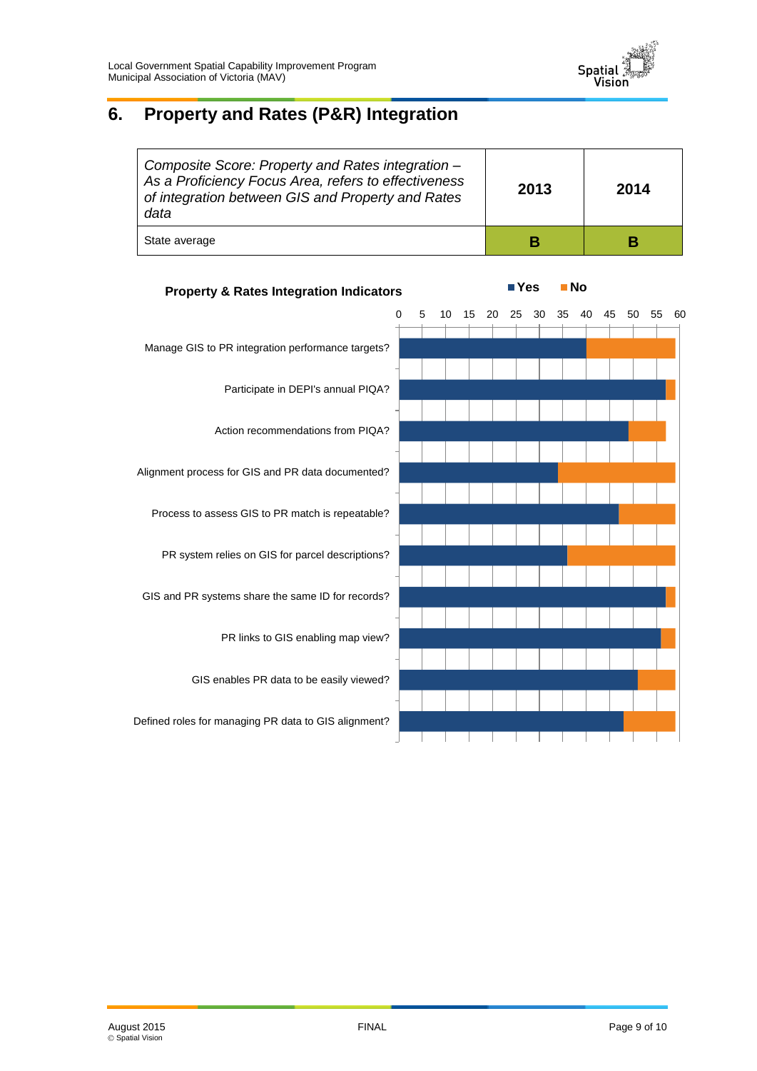# 6. Property and Rates (P&R) Integration

| *Composite Score: Property and Rates integration – As a Proficiency Focus Area, refers to effectiveness of integration between GIS and Property and Rates data* | 2013 | 2014 |
|---|---|---|
| State average | B | B |

**Property & Rates Integration Indicators**

Yes No

0 5 10 15 20 25 30 35 40 45 50 55 60

Manage GIS to PR integration performance targets?

Participate in DEPI's annual PIQA?

Action recommendations from PIQA?

Alignment process for GIS and PR data documented?

Process to assess GIS to PR match is repeatable?

PR system relies on GIS for parcel descriptions?

GIS and PR systems share the same ID for records?

PR links to GIS enabling map view?

GIS enables PR data to be easily viewed?

Defined roles for managing PR data to GIS alignment?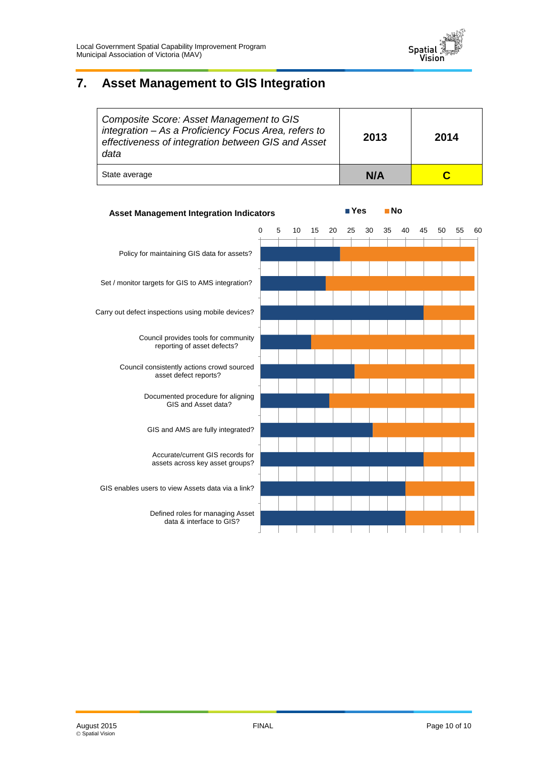# 7. Asset Management to GIS Integration

| *Composite Score: Asset Management to GIS integration – As a Proficiency Focus Area, refers to effectiveness of integration between GIS and Asset data* | 2013 | 2014 |
|---|---|---|
| State average | N/A | C |

**Asset Management Integration Indicators**

Yes
No

0
5
10
15
20
25
30
35
40
45
50
55
60

Policy for maintaining GIS data for assets?

Set / monitor targets for GIS to AMS integration?

Carry out defect inspections using mobile devices?

Council provides tools for community reporting of asset defects?

Council consistently actions crowd sourced asset defect reports?

Documented procedure for aligning GIS and Asset data?

GIS and AMS are fully integrated?

Accurate/current GIS records for assets across key asset groups?

GIS enables users to view Assets data via a link?

Defined roles for managing Asset data & interface to GIS?